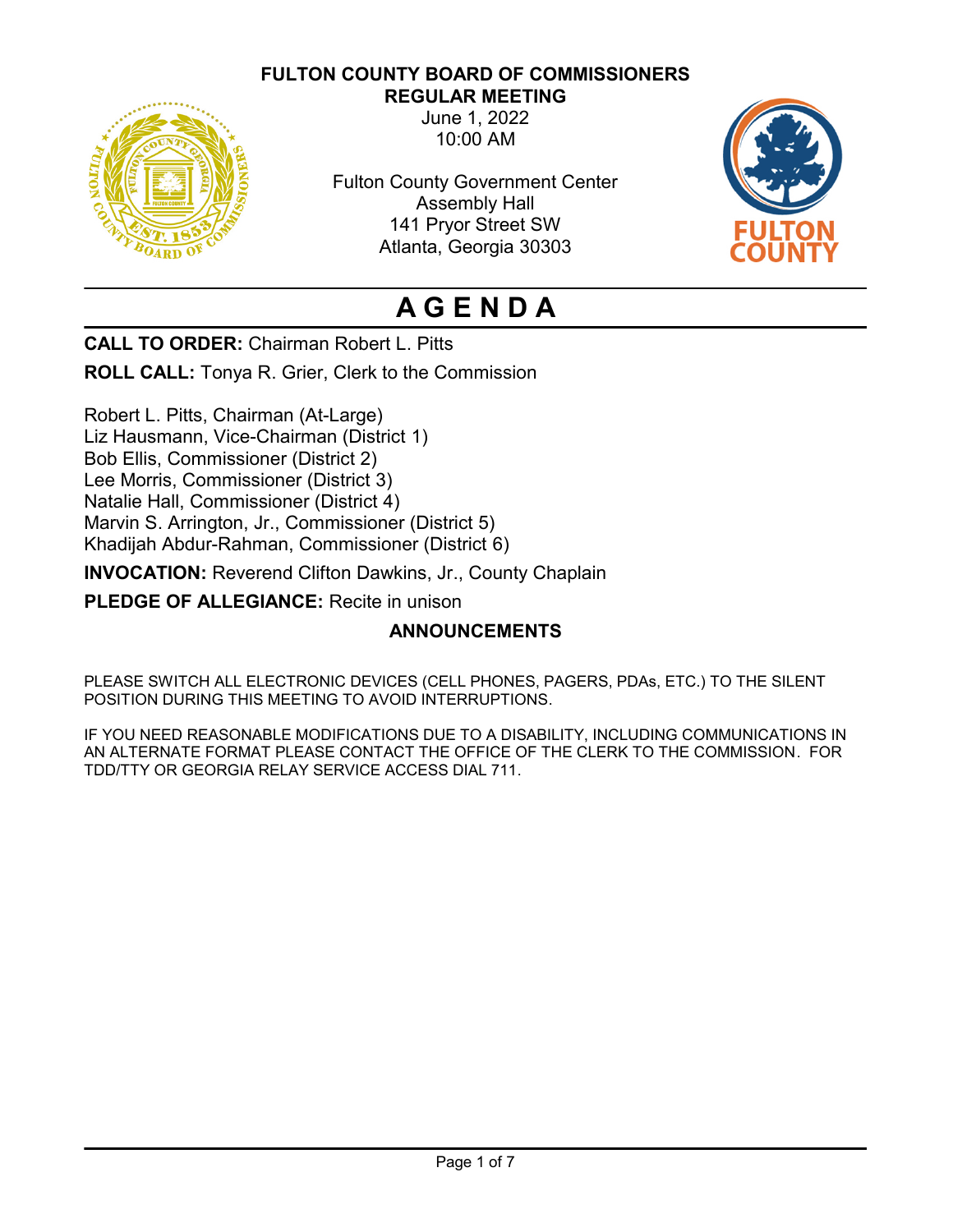**FULTON COUNTY BOARD OF COMMISSIONERS**
**REGULAR MEETING**
June 1, 2022
10:00 AM

Fulton County Government Center
Assembly Hall
141 Pryor Street SW
Atlanta, Georgia 30303

# A G E N D A

**CALL TO ORDER:** Chairman Robert L. Pitts

**ROLL CALL:** Tonya R. Grier, Clerk to the Commission

Robert L. Pitts, Chairman (At-Large)
Liz Hausmann, Vice-Chairman (District 1)
Bob Ellis, Commissioner (District 2)
Lee Morris, Commissioner (District 3)
Natalie Hall, Commissioner (District 4)
Marvin S. Arrington, Jr., Commissioner (District 5)
Khadijah Abdur-Rahman, Commissioner (District 6)

**INVOCATION:** Reverend Clifton Dawkins, Jr., County Chaplain

**PLEDGE OF ALLEGIANCE:** Recite in unison

## ANNOUNCEMENTS

PLEASE SWITCH ALL ELECTRONIC DEVICES (CELL PHONES, PAGERS, PDAs, ETC.) TO THE SILENT POSITION DURING THIS MEETING TO AVOID INTERRUPTIONS.

IF YOU NEED REASONABLE MODIFICATIONS DUE TO A DISABILITY, INCLUDING COMMUNICATIONS IN AN ALTERNATE FORMAT PLEASE CONTACT THE OFFICE OF THE CLERK TO THE COMMISSION. FOR TDD/TTY OR GEORGIA RELAY SERVICE ACCESS DIAL 711.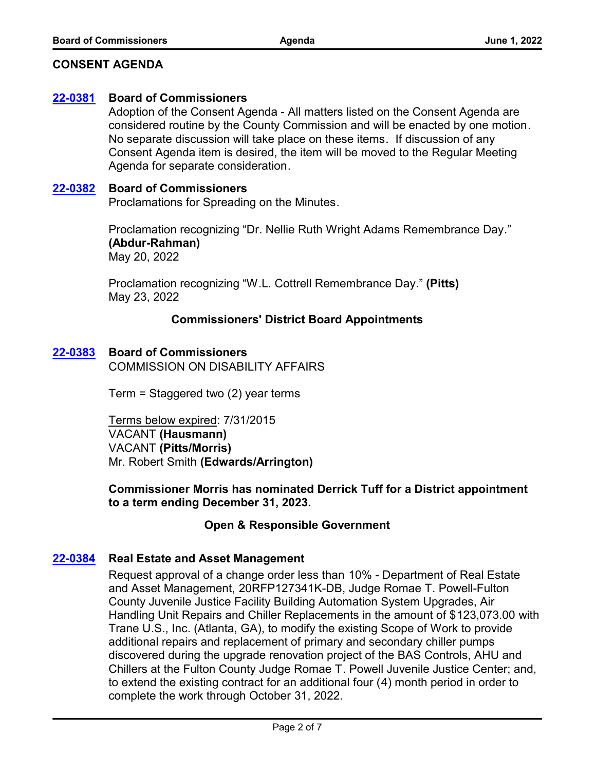## CONSENT AGENDA

**22-0381** **Board of Commissioners**

Adoption of the Consent Agenda - All matters listed on the Consent Agenda are considered routine by the County Commission and will be enacted by one motion. No separate discussion will take place on these items. If discussion of any Consent Agenda item is desired, the item will be moved to the Regular Meeting Agenda for separate consideration.

**22-0382** **Board of Commissioners**

Proclamations for Spreading on the Minutes.

Proclamation recognizing "Dr. Nellie Ruth Wright Adams Remembrance Day." **(Abdur-Rahman)**
May 20, 2022

Proclamation recognizing "W.L. Cottrell Remembrance Day." **(Pitts)**
May 23, 2022

### Commissioners' District Board Appointments

**22-0383** **Board of Commissioners**

COMMISSION ON DISABILITY AFFAIRS

Term = Staggered two (2) year terms

Terms below expired: 7/31/2015
VACANT **(Hausmann)**
VACANT **(Pitts/Morris)**
Mr. Robert Smith **(Edwards/Arrington)**

**Commissioner Morris has nominated Derrick Tuff for a District appointment to a term ending December 31, 2023.**

### Open & Responsible Government

**22-0384** **Real Estate and Asset Management**

Request approval of a change order less than 10% - Department of Real Estate and Asset Management, 20RFP127341K-DB, Judge Romae T. Powell-Fulton County Juvenile Justice Facility Building Automation System Upgrades, Air Handling Unit Repairs and Chiller Replacements in the amount of $123,073.00 with Trane U.S., Inc. (Atlanta, GA), to modify the existing Scope of Work to provide additional repairs and replacement of primary and secondary chiller pumps discovered during the upgrade renovation project of the BAS Controls, AHU and Chillers at the Fulton County Judge Romae T. Powell Juvenile Justice Center; and, to extend the existing contract for an additional four (4) month period in order to complete the work through October 31, 2022.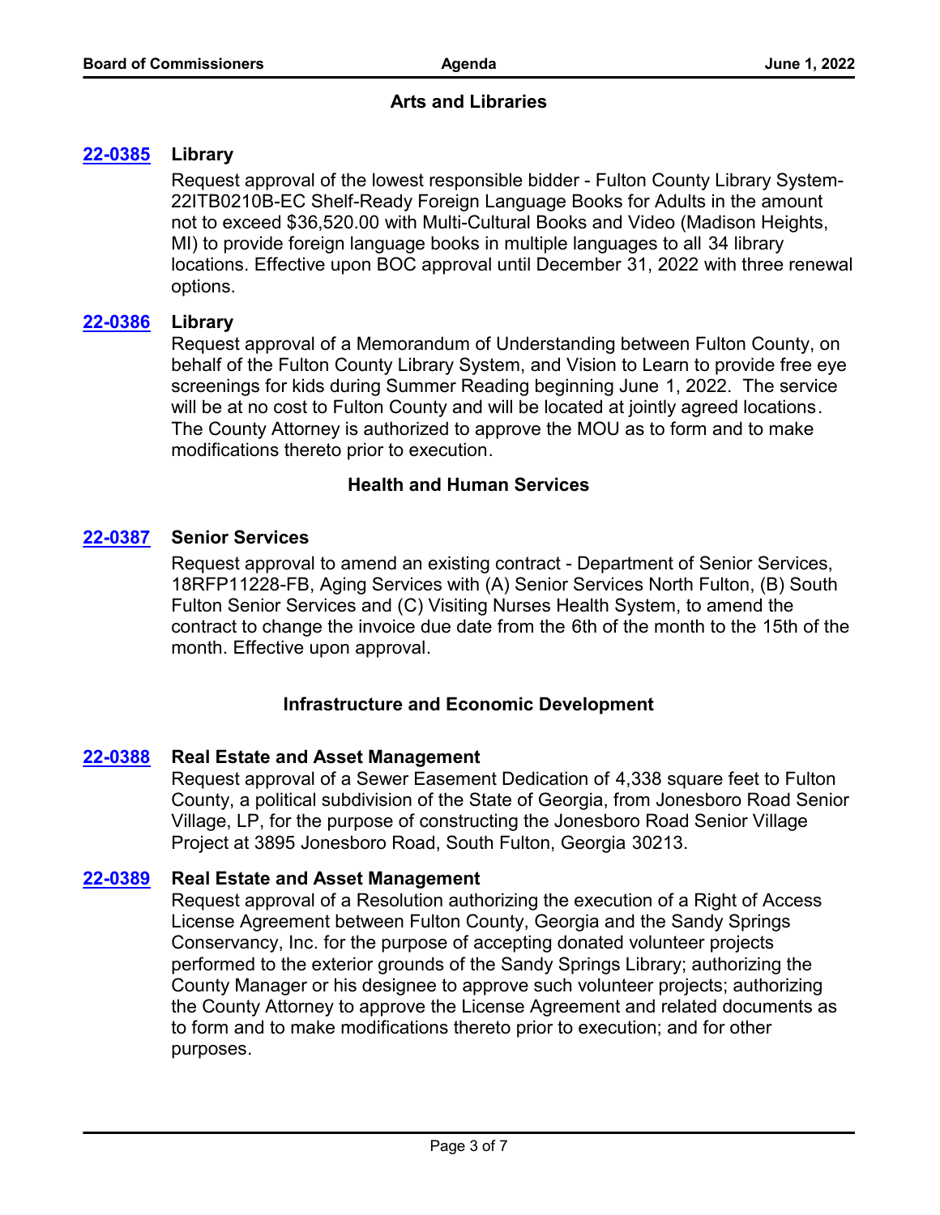## Arts and Libraries

**22-0385** **Library**

Request approval of the lowest responsible bidder - Fulton County Library System-22ITB0210B-EC Shelf-Ready Foreign Language Books for Adults in the amount not to exceed $36,520.00 with Multi-Cultural Books and Video (Madison Heights, MI) to provide foreign language books in multiple languages to all 34 library locations. Effective upon BOC approval until December 31, 2022 with three renewal options.

**22-0386** **Library**

Request approval of a Memorandum of Understanding between Fulton County, on behalf of the Fulton County Library System, and Vision to Learn to provide free eye screenings for kids during Summer Reading beginning June 1, 2022. The service will be at no cost to Fulton County and will be located at jointly agreed locations. The County Attorney is authorized to approve the MOU as to form and to make modifications thereto prior to execution.

## Health and Human Services

**22-0387** **Senior Services**

Request approval to amend an existing contract - Department of Senior Services, 18RFP11228-FB, Aging Services with (A) Senior Services North Fulton, (B) South Fulton Senior Services and (C) Visiting Nurses Health System, to amend the contract to change the invoice due date from the 6th of the month to the 15th of the month. Effective upon approval.

## Infrastructure and Economic Development

**22-0388** **Real Estate and Asset Management**

Request approval of a Sewer Easement Dedication of 4,338 square feet to Fulton County, a political subdivision of the State of Georgia, from Jonesboro Road Senior Village, LP, for the purpose of constructing the Jonesboro Road Senior Village Project at 3895 Jonesboro Road, South Fulton, Georgia 30213.

**22-0389** **Real Estate and Asset Management**

Request approval of a Resolution authorizing the execution of a Right of Access License Agreement between Fulton County, Georgia and the Sandy Springs Conservancy, Inc. for the purpose of accepting donated volunteer projects performed to the exterior grounds of the Sandy Springs Library; authorizing the County Manager or his designee to approve such volunteer projects; authorizing the County Attorney to approve the License Agreement and related documents as to form and to make modifications thereto prior to execution; and for other purposes.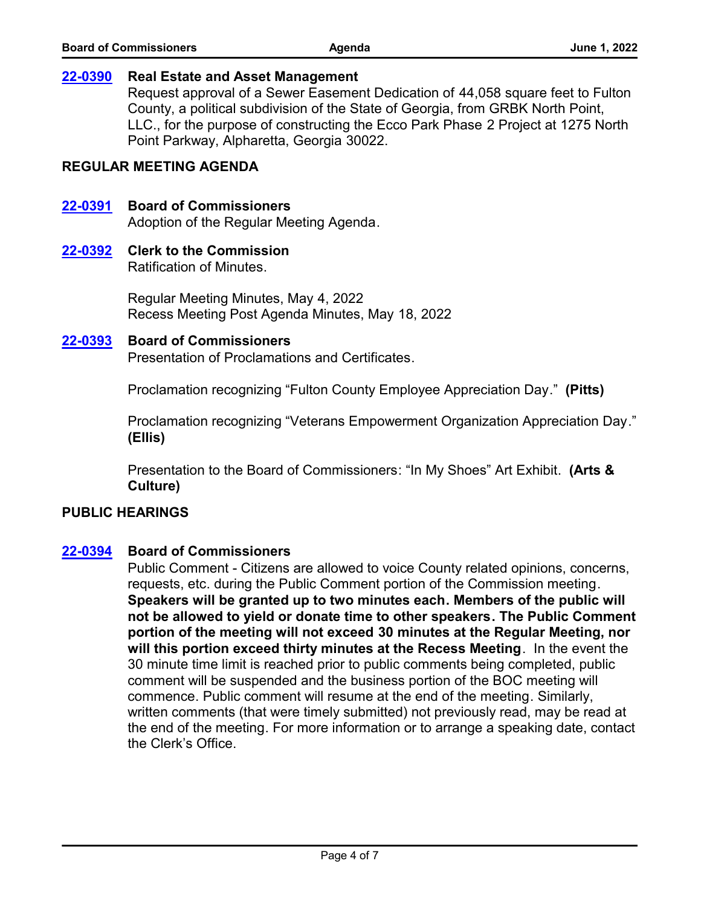**22-0390** **Real Estate and Asset Management**

Request approval of a Sewer Easement Dedication of 44,058 square feet to Fulton County, a political subdivision of the State of Georgia, from GRBK North Point, LLC., for the purpose of constructing the Ecco Park Phase 2 Project at 1275 North Point Parkway, Alpharetta, Georgia 30022.

## REGULAR MEETING AGENDA

**22-0391** **Board of Commissioners**

Adoption of the Regular Meeting Agenda.

**22-0392** **Clerk to the Commission**

Ratification of Minutes.

Regular Meeting Minutes, May 4, 2022
Recess Meeting Post Agenda Minutes, May 18, 2022

**22-0393** **Board of Commissioners**

Presentation of Proclamations and Certificates.

Proclamation recognizing "Fulton County Employee Appreciation Day." **(Pitts)**

Proclamation recognizing "Veterans Empowerment Organization Appreciation Day." **(Ellis)**

Presentation to the Board of Commissioners: "In My Shoes" Art Exhibit. **(Arts & Culture)**

## PUBLIC HEARINGS

**22-0394** **Board of Commissioners**

Public Comment - Citizens are allowed to voice County related opinions, concerns, requests, etc. during the Public Comment portion of the Commission meeting. **Speakers will be granted up to two minutes each. Members of the public will not be allowed to yield or donate time to other speakers. The Public Comment portion of the meeting will not exceed 30 minutes at the Regular Meeting, nor will this portion exceed thirty minutes at the Recess Meeting**. In the event the 30 minute time limit is reached prior to public comments being completed, public comment will be suspended and the business portion of the BOC meeting will commence. Public comment will resume at the end of the meeting. Similarly, written comments (that were timely submitted) not previously read, may be read at the end of the meeting. For more information or to arrange a speaking date, contact the Clerk's Office.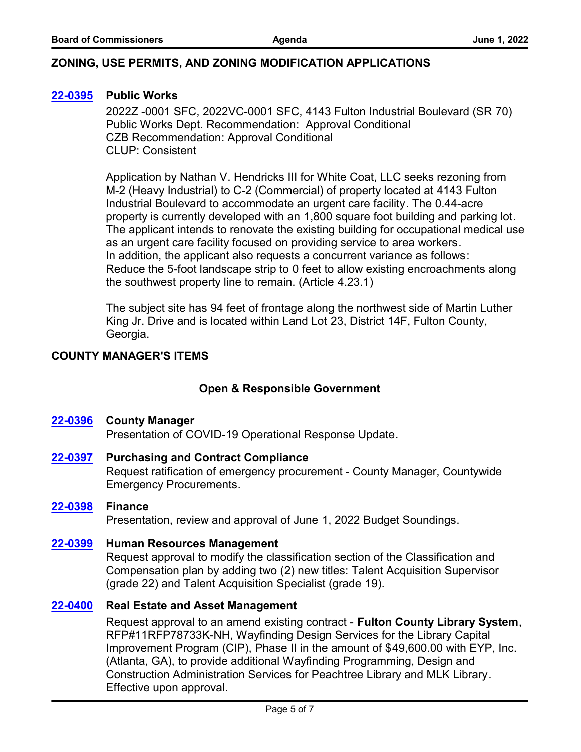## ZONING, USE PERMITS, AND ZONING MODIFICATION APPLICATIONS

**22-0395** **Public Works**

2022Z -0001 SFC, 2022VC-0001 SFC, 4143 Fulton Industrial Boulevard (SR 70)
Public Works Dept. Recommendation: Approval Conditional
CZB Recommendation: Approval Conditional
CLUP: Consistent

Application by Nathan V. Hendricks III for White Coat, LLC seeks rezoning from M-2 (Heavy Industrial) to C-2 (Commercial) of property located at 4143 Fulton Industrial Boulevard to accommodate an urgent care facility. The 0.44-acre property is currently developed with an 1,800 square foot building and parking lot. The applicant intends to renovate the existing building for occupational medical use as an urgent care facility focused on providing service to area workers.
In addition, the applicant also requests a concurrent variance as follows:
Reduce the 5-foot landscape strip to 0 feet to allow existing encroachments along the southwest property line to remain. (Article 4.23.1)

The subject site has 94 feet of frontage along the northwest side of Martin Luther King Jr. Drive and is located within Land Lot 23, District 14F, Fulton County, Georgia.

## COUNTY MANAGER'S ITEMS

### Open & Responsible Government

**22-0396** **County Manager**

Presentation of COVID-19 Operational Response Update.

**22-0397** **Purchasing and Contract Compliance**

Request ratification of emergency procurement - County Manager, Countywide Emergency Procurements.

**22-0398** **Finance**

Presentation, review and approval of June 1, 2022 Budget Soundings.

**22-0399** **Human Resources Management**

Request approval to modify the classification section of the Classification and Compensation plan by adding two (2) new titles: Talent Acquisition Supervisor (grade 22) and Talent Acquisition Specialist (grade 19).

**22-0400** **Real Estate and Asset Management**

Request approval to an amend existing contract - **Fulton County Library System**, RFP#11RFP78733K-NH, Wayfinding Design Services for the Library Capital Improvement Program (CIP), Phase II in the amount of $49,600.00 with EYP, Inc. (Atlanta, GA), to provide additional Wayfinding Programming, Design and Construction Administration Services for Peachtree Library and MLK Library. Effective upon approval.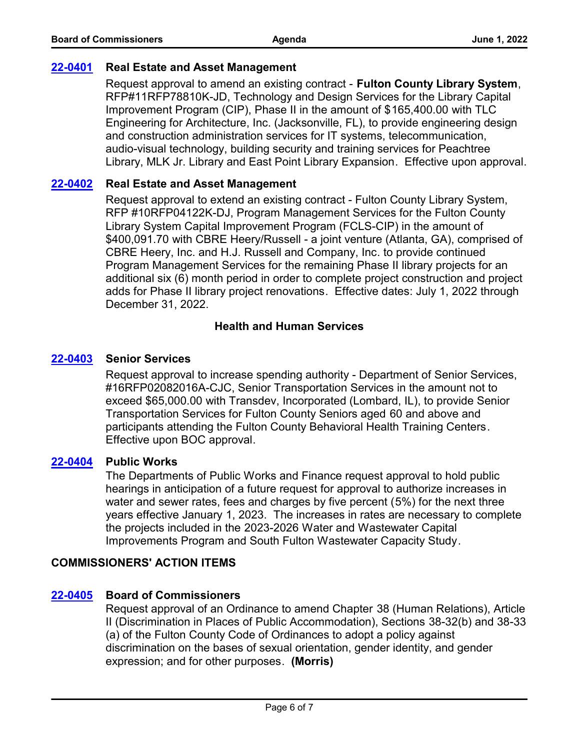**22-0401** **Real Estate and Asset Management**

Request approval to amend an existing contract - **Fulton County Library System**, RFP#11RFP78810K-JD, Technology and Design Services for the Library Capital Improvement Program (CIP), Phase II in the amount of $165,400.00 with TLC Engineering for Architecture, Inc. (Jacksonville, FL), to provide engineering design and construction administration services for IT systems, telecommunication, audio-visual technology, building security and training services for Peachtree Library, MLK Jr. Library and East Point Library Expansion. Effective upon approval.

**22-0402** **Real Estate and Asset Management**

Request approval to extend an existing contract - Fulton County Library System, RFP #10RFP04122K-DJ, Program Management Services for the Fulton County Library System Capital Improvement Program (FCLS-CIP) in the amount of $400,091.70 with CBRE Heery/Russell - a joint venture (Atlanta, GA), comprised of CBRE Heery, Inc. and H.J. Russell and Company, Inc. to provide continued Program Management Services for the remaining Phase II library projects for an additional six (6) month period in order to complete project construction and project adds for Phase II library project renovations. Effective dates: July 1, 2022 through December 31, 2022.

## Health and Human Services

**22-0403** **Senior Services**

Request approval to increase spending authority - Department of Senior Services, #16RFP02082016A-CJC, Senior Transportation Services in the amount not to exceed $65,000.00 with Transdev, Incorporated (Lombard, IL), to provide Senior Transportation Services for Fulton County Seniors aged 60 and above and participants attending the Fulton County Behavioral Health Training Centers. Effective upon BOC approval.

**22-0404** **Public Works**

The Departments of Public Works and Finance request approval to hold public hearings in anticipation of a future request for approval to authorize increases in water and sewer rates, fees and charges by five percent (5%) for the next three years effective January 1, 2023. The increases in rates are necessary to complete the projects included in the 2023-2026 Water and Wastewater Capital Improvements Program and South Fulton Wastewater Capacity Study.

## COMMISSIONERS' ACTION ITEMS

**22-0405** **Board of Commissioners**

Request approval of an Ordinance to amend Chapter 38 (Human Relations), Article II (Discrimination in Places of Public Accommodation), Sections 38-32(b) and 38-33 (a) of the Fulton County Code of Ordinances to adopt a policy against discrimination on the bases of sexual orientation, gender identity, and gender expression; and for other purposes. **(Morris)**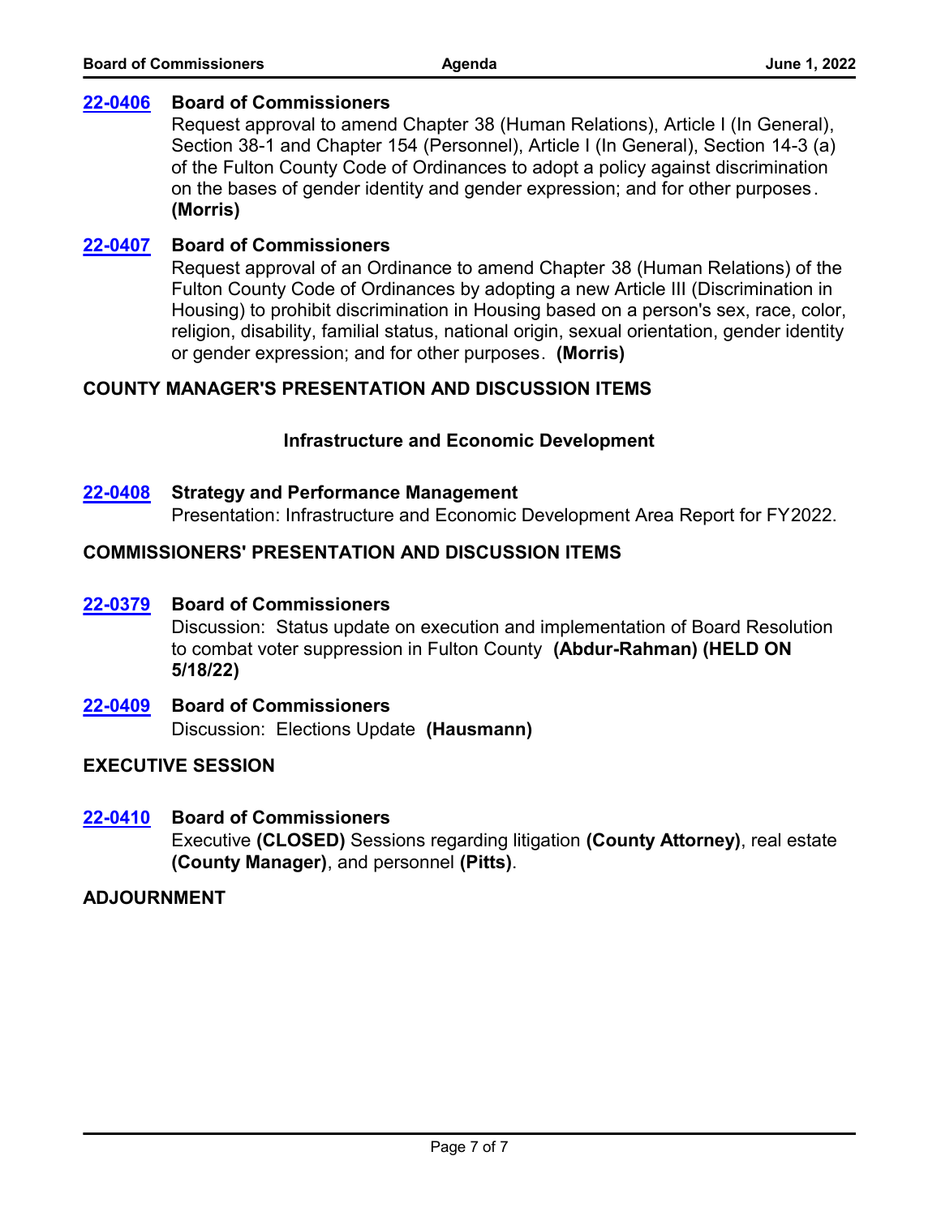**22-0406** **Board of Commissioners**
Request approval to amend Chapter 38 (Human Relations), Article I (In General), Section 38-1 and Chapter 154 (Personnel), Article I (In General), Section 14-3 (a) of the Fulton County Code of Ordinances to adopt a policy against discrimination on the bases of gender identity and gender expression; and for other purposes. **(Morris)**

**22-0407** **Board of Commissioners**
Request approval of an Ordinance to amend Chapter 38 (Human Relations) of the Fulton County Code of Ordinances by adopting a new Article III (Discrimination in Housing) to prohibit discrimination in Housing based on a person's sex, race, color, religion, disability, familial status, national origin, sexual orientation, gender identity or gender expression; and for other purposes. **(Morris)**

## COUNTY MANAGER'S PRESENTATION AND DISCUSSION ITEMS

### Infrastructure and Economic Development

**22-0408** **Strategy and Performance Management**
Presentation: Infrastructure and Economic Development Area Report for FY2022.

## COMMISSIONERS' PRESENTATION AND DISCUSSION ITEMS

**22-0379** **Board of Commissioners**
Discussion: Status update on execution and implementation of Board Resolution to combat voter suppression in Fulton County **(Abdur-Rahman) (HELD ON 5/18/22)**

**22-0409** **Board of Commissioners**
Discussion: Elections Update **(Hausmann)**

## EXECUTIVE SESSION

**22-0410** **Board of Commissioners**
Executive **(CLOSED)** Sessions regarding litigation **(County Attorney)**, real estate **(County Manager)**, and personnel **(Pitts)**.

## ADJOURNMENT